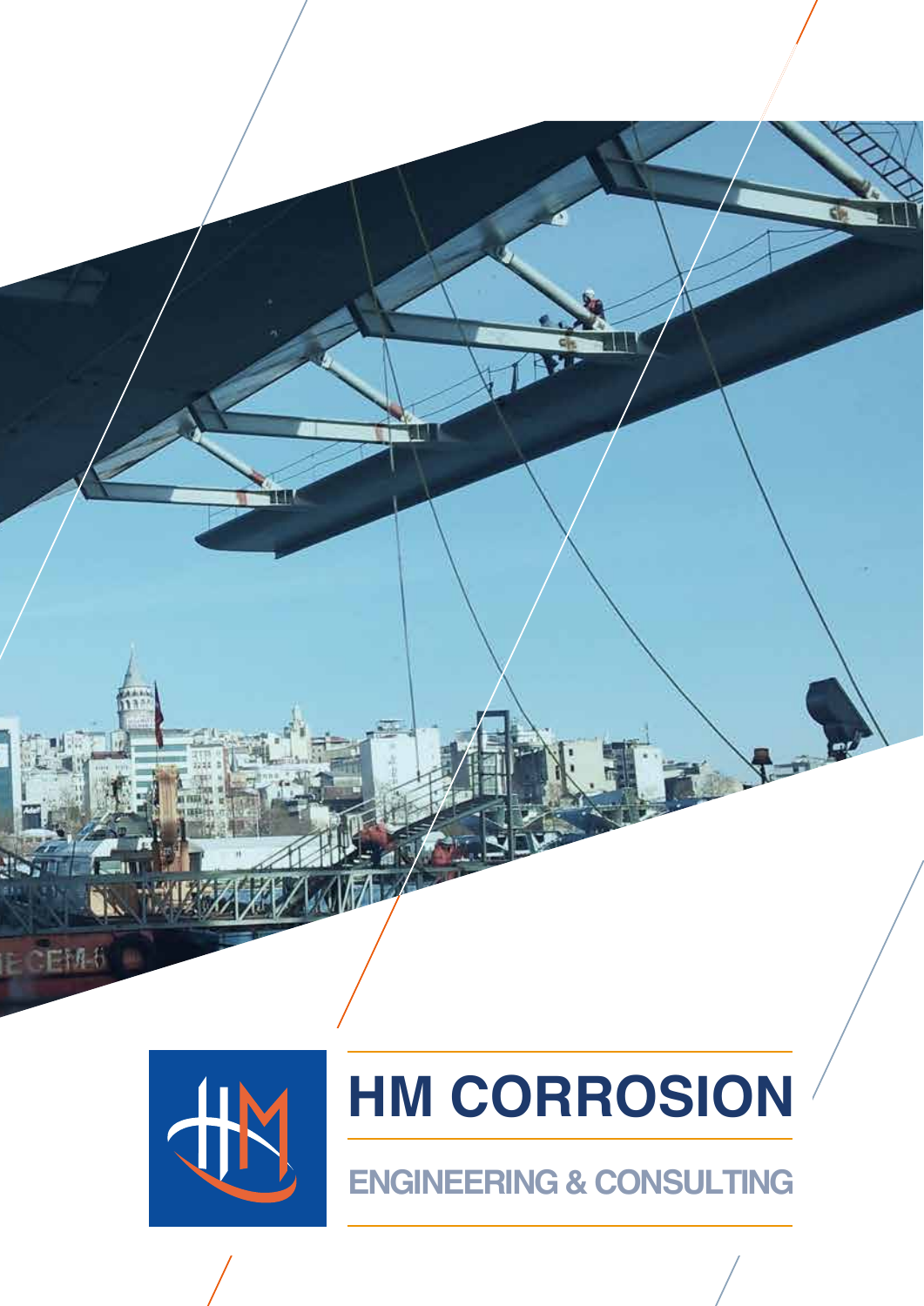# HM CORROSION

ENGINEERING & CONSULTING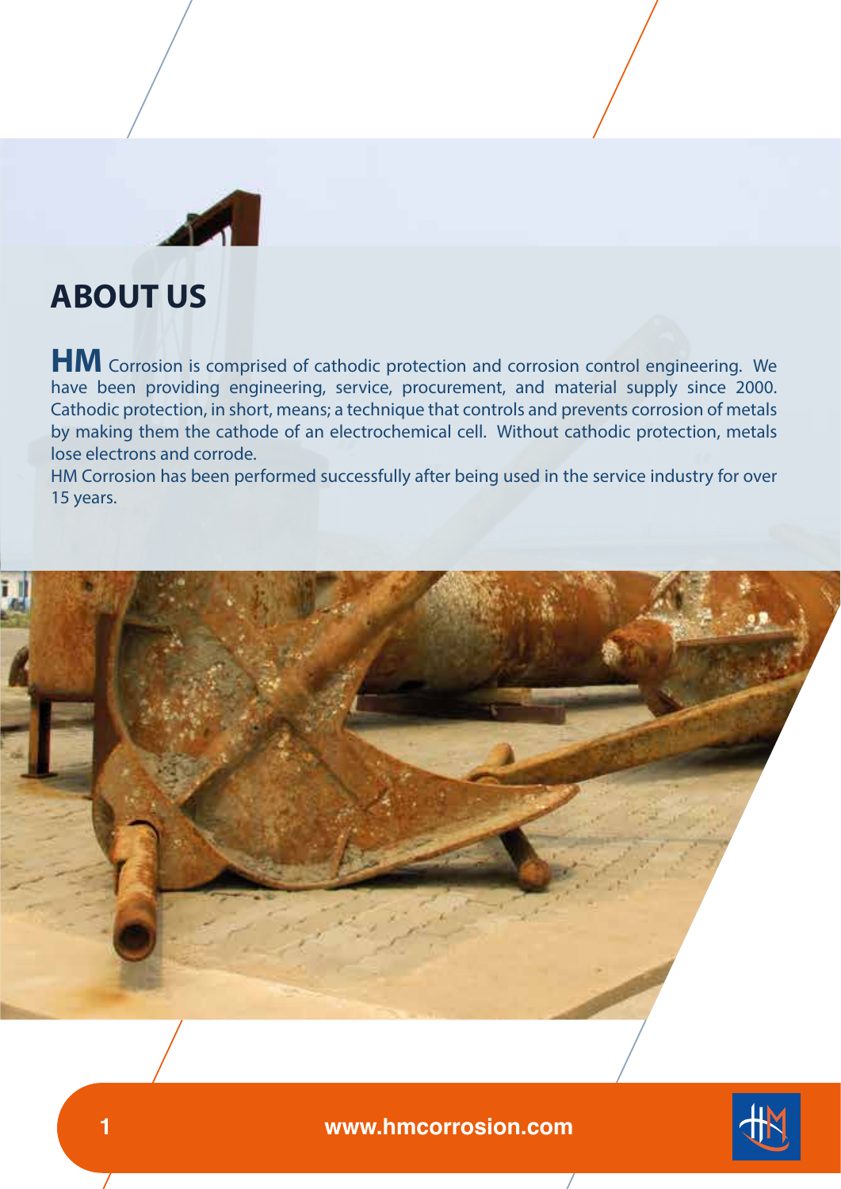## ABOUT US

**HM** Corrosion is comprised of cathodic protection and corrosion control engineering. We have been providing engineering, service, procurement, and material supply since 2000. Cathodic protection, in short, means; a technique that controls and prevents corrosion of metals by making them the cathode of an electrochemical cell. Without cathodic protection, metals lose electrons and corrode.

HM Corrosion has been performed successfully after being used in the service industry for over 15 years.

www.hmcorrosion.com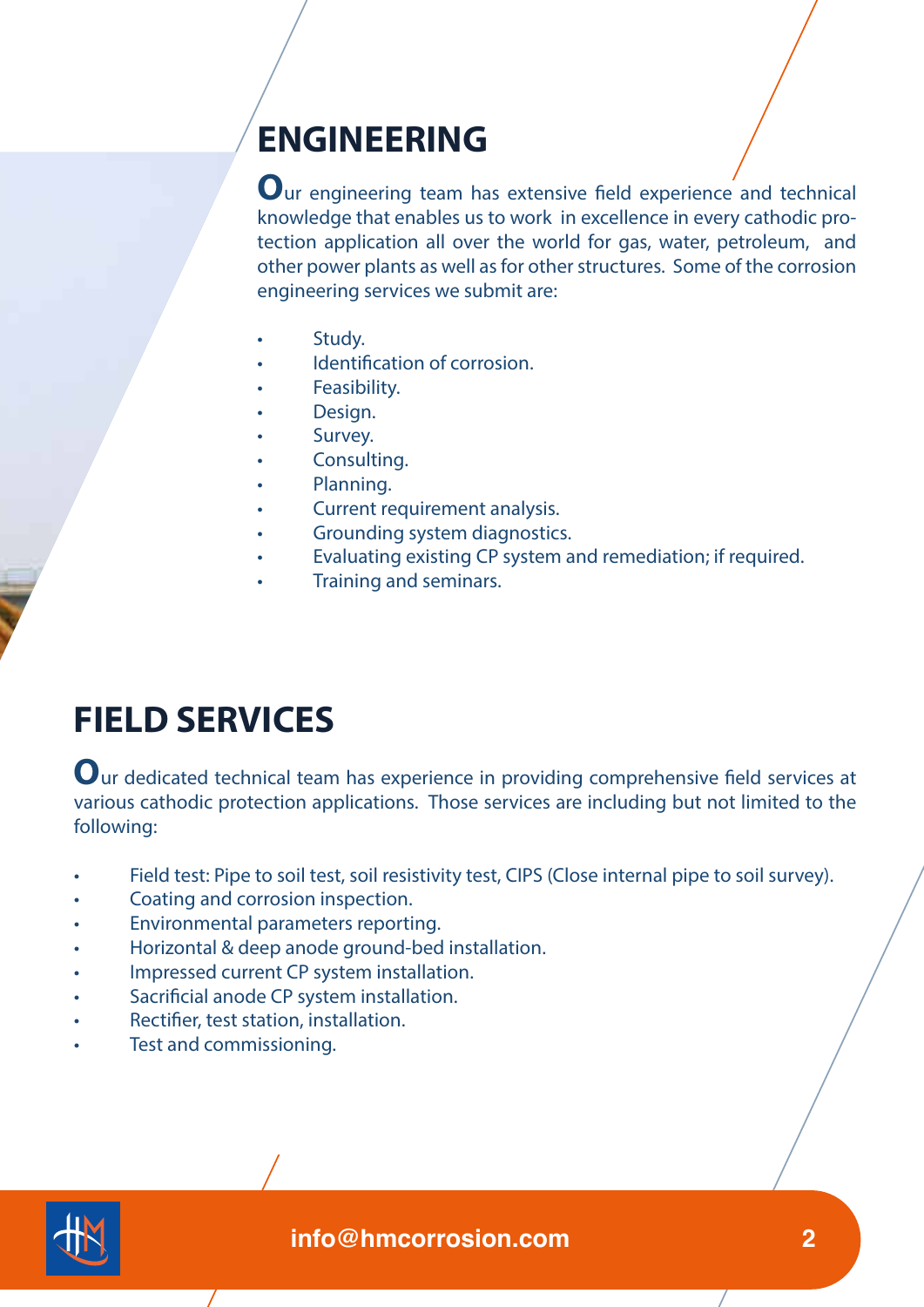# ENGINEERING

Our engineering team has extensive field experience and technical knowledge that enables us to work in excellence in every cathodic protection application all over the world for gas, water, petroleum, and other power plants as well as for other structures. Some of the corrosion engineering services we submit are:

- Study.
- Identification of corrosion.
- Feasibility.
- Design.
- Survey.
- Consulting.
- Planning.
- Current requirement analysis.
- Grounding system diagnostics.
- Evaluating existing CP system and remediation; if required.
- Training and seminars.

# FIELD SERVICES

Our dedicated technical team has experience in providing comprehensive field services at various cathodic protection applications. Those services are including but not limited to the following:

- Field test: Pipe to soil test, soil resistivity test, CIPS (Close internal pipe to soil survey).
- Coating and corrosion inspection.
- Environmental parameters reporting.
- Horizontal & deep anode ground-bed installation.
- Impressed current CP system installation.
- Sacrificial anode CP system installation.
- Rectifier, test station, installation.
- Test and commissioning.

info@hmcorrosion.com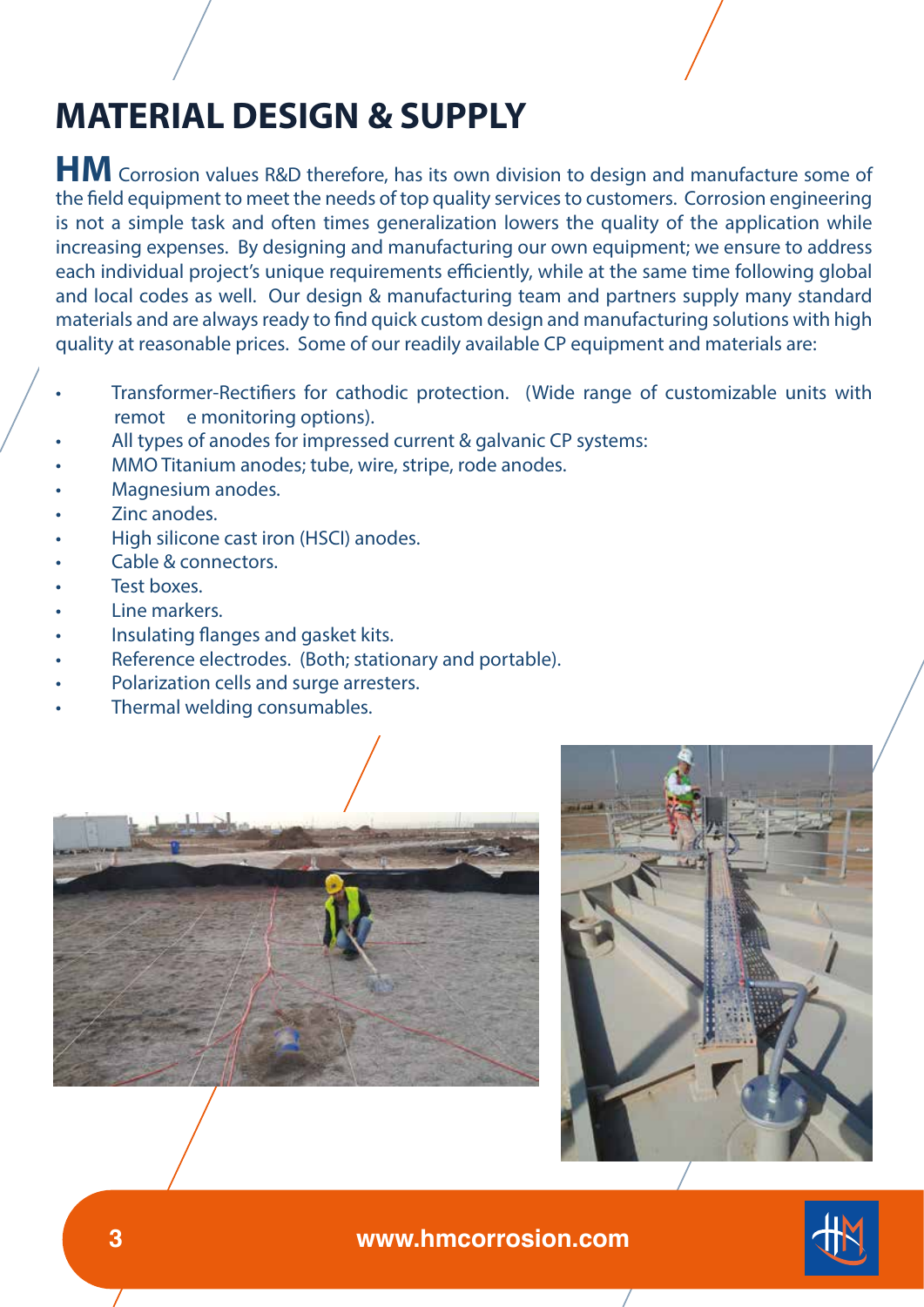# MATERIAL DESIGN & SUPPLY

**HM** Corrosion values R&D therefore, has its own division to design and manufacture some of the field equipment to meet the needs of top quality services to customers. Corrosion engineering is not a simple task and often times generalization lowers the quality of the application while increasing expenses. By designing and manufacturing our own equipment; we ensure to address each individual project's unique requirements efficiently, while at the same time following global and local codes as well. Our design & manufacturing team and partners supply many standard materials and are always ready to find quick custom design and manufacturing solutions with high quality at reasonable prices. Some of our readily available CP equipment and materials are:

- Transformer-Rectifiers for cathodic protection. (Wide range of customizable units with remot e monitoring options).
- All types of anodes for impressed current & galvanic CP systems:
- MMO Titanium anodes; tube, wire, stripe, rode anodes.
- Magnesium anodes.
- Zinc anodes.
- High silicone cast iron (HSCI) anodes.
- Cable & connectors.
- Test boxes.
- Line markers.
- Insulating flanges and gasket kits.
- Reference electrodes. (Both; stationary and portable).
- Polarization cells and surge arresters.
- Thermal welding consumables.

www.hmcorrosion.com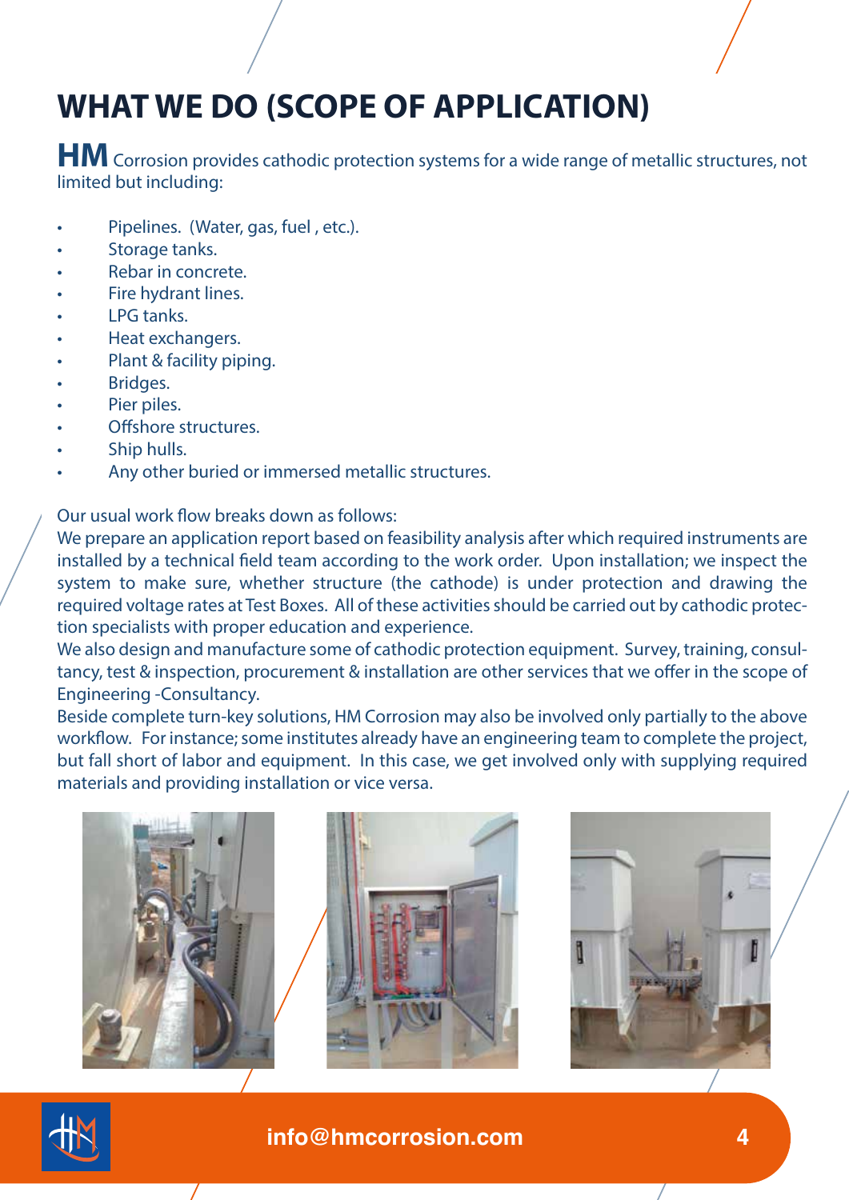# WHAT WE DO (SCOPE OF APPLICATION)

**HM** Corrosion provides cathodic protection systems for a wide range of metallic structures, not limited but including:

- Pipelines. (Water, gas, fuel , etc.).
- Storage tanks.
- Rebar in concrete.
- Fire hydrant lines.
- LPG tanks.
- Heat exchangers.
- Plant & facility piping.
- Bridges.
- Pier piles.
- Offshore structures.
- Ship hulls.
- Any other buried or immersed metallic structures.

Our usual work flow breaks down as follows:
We prepare an application report based on feasibility analysis after which required instruments are installed by a technical field team according to the work order. Upon installation; we inspect the system to make sure, whether structure (the cathode) is under protection and drawing the required voltage rates at Test Boxes. All of these activities should be carried out by cathodic protection specialists with proper education and experience.
We also design and manufacture some of cathodic protection equipment. Survey, training, consultancy, test & inspection, procurement & installation are other services that we offer in the scope of Engineering -Consultancy.
Beside complete turn-key solutions, HM Corrosion may also be involved only partially to the above workflow. For instance; some institutes already have an engineering team to complete the project, but fall short of labor and equipment. In this case, we get involved only with supplying required materials and providing installation or vice versa.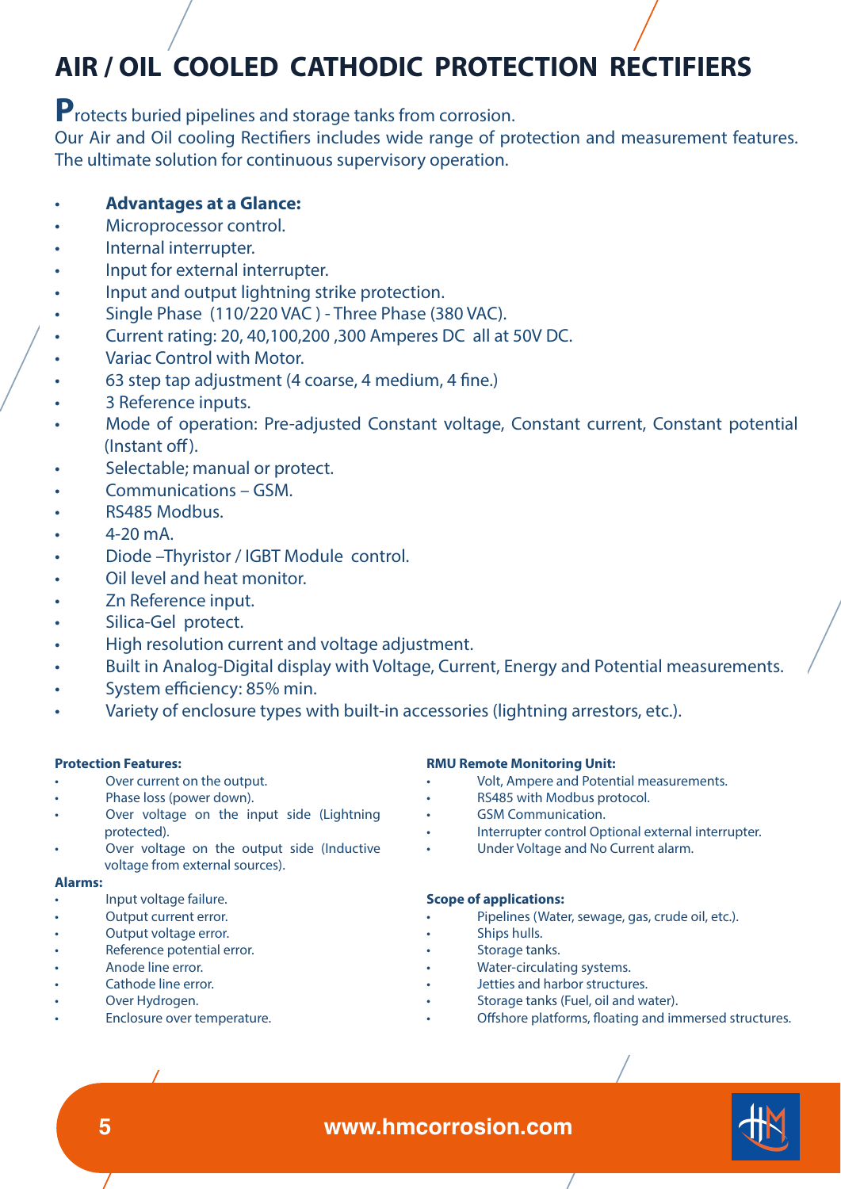# AIR / OIL COOLED CATHODIC PROTECTION RECTIFIERS

Protects buried pipelines and storage tanks from corrosion.
Our Air and Oil cooling Rectifiers includes wide range of protection and measurement features. The ultimate solution for continuous supervisory operation.

- **Advantages at a Glance:**
- Microprocessor control.
- Internal interrupter.
- Input for external interrupter.
- Input and output lightning strike protection.
- Single Phase (110/220 VAC ) - Three Phase (380 VAC).
- Current rating: 20, 40,100,200 ,300 Amperes DC all at 50V DC.
- Variac Control with Motor.
- 63 step tap adjustment (4 coarse, 4 medium, 4 fine.)
- 3 Reference inputs.
- Mode of operation: Pre-adjusted Constant voltage, Constant current, Constant potential (Instant off).
- Selectable; manual or protect.
- Communications – GSM.
- RS485 Modbus.
- 4-20 mA.
- Diode –Thyristor / IGBT Module control.
- Oil level and heat monitor.
- Zn Reference input.
- Silica-Gel protect.
- High resolution current and voltage adjustment.
- Built in Analog-Digital display with Voltage, Current, Energy and Potential measurements.
- System efficiency: 85% min.
- Variety of enclosure types with built-in accessories (lightning arrestors, etc.).

**Protection Features:**

- Over current on the output.
- Phase loss (power down).
- Over voltage on the input side (Lightning protected).
- Over voltage on the output side (Inductive voltage from external sources).

**Alarms:**

- Input voltage failure.
- Output current error.
- Output voltage error.
- Reference potential error.
- Anode line error.
- Cathode line error.
- Over Hydrogen.
- Enclosure over temperature.

**RMU Remote Monitoring Unit:**

- Volt, Ampere and Potential measurements.
- RS485 with Modbus protocol.
- GSM Communication.
- Interrupter control Optional external interrupter.
- Under Voltage and No Current alarm.

**Scope of applications:**

- Pipelines (Water, sewage, gas, crude oil, etc.).
- Ships hulls.
- Storage tanks.
- Water-circulating systems.
- Jetties and harbor structures.
- Storage tanks (Fuel, oil and water).
- Offshore platforms, floating and immersed structures.

www.hmcorrosion.com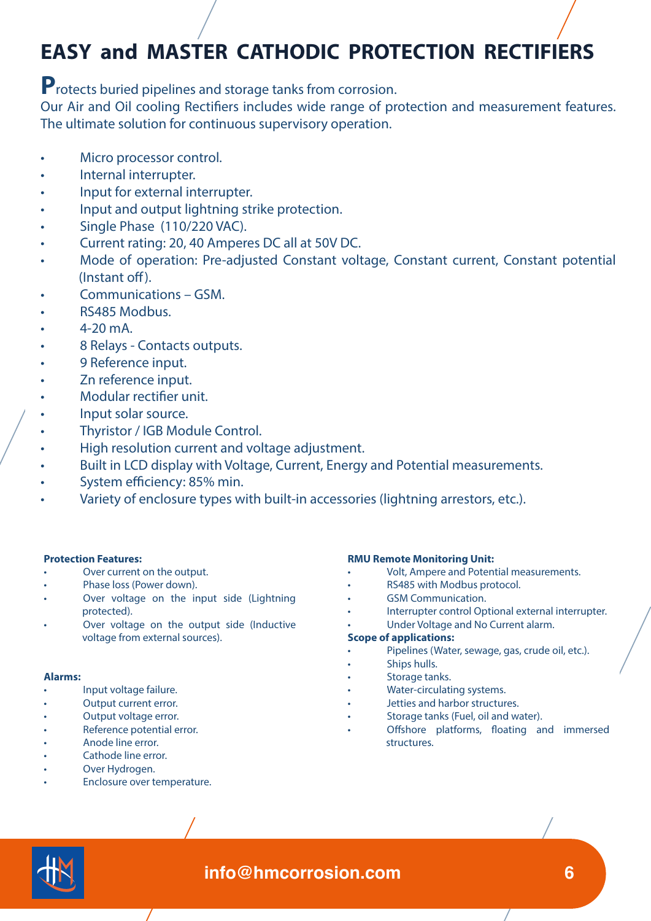# EASY and MASTER CATHODIC PROTECTION RECTIFIERS

Protects buried pipelines and storage tanks from corrosion.
Our Air and Oil cooling Rectifiers includes wide range of protection and measurement features.
The ultimate solution for continuous supervisory operation.

- Micro processor control.
- Internal interrupter.
- Input for external interrupter.
- Input and output lightning strike protection.
- Single Phase (110/220 VAC).
- Current rating: 20, 40 Amperes DC all at 50V DC.
- Mode of operation: Pre-adjusted Constant voltage, Constant current, Constant potential (Instant off).
- Communications – GSM.
- RS485 Modbus.
- 4-20 mA.
- 8 Relays - Contacts outputs.
- 9 Reference input.
- Zn reference input.
- Modular rectifier unit.
- Input solar source.
- Thyristor / IGB Module Control.
- High resolution current and voltage adjustment.
- Built in LCD display with Voltage, Current, Energy and Potential measurements.
- System efficiency: 85% min.
- Variety of enclosure types with built-in accessories (lightning arrestors, etc.).

**Protection Features:**

- Over current on the output.
- Phase loss (Power down).
- Over voltage on the input side (Lightning protected).
- Over voltage on the output side (Inductive voltage from external sources).

**Alarms:**

- Input voltage failure.
- Output current error.
- Output voltage error.
- Reference potential error.
- Anode line error.
- Cathode line error.
- Over Hydrogen.
- Enclosure over temperature.

**RMU Remote Monitoring Unit:**

- Volt, Ampere and Potential measurements.
- RS485 with Modbus protocol.
- GSM Communication.
- Interrupter control Optional external interrupter.
- Under Voltage and No Current alarm.

**Scope of applications:**

- Pipelines (Water, sewage, gas, crude oil, etc.).
- Ships hulls.
- Storage tanks.
- Water-circulating systems.
- Jetties and harbor structures.
- Storage tanks (Fuel, oil and water).
- Offshore platforms, floating and immersed structures.

**info@hmcorrosion.com**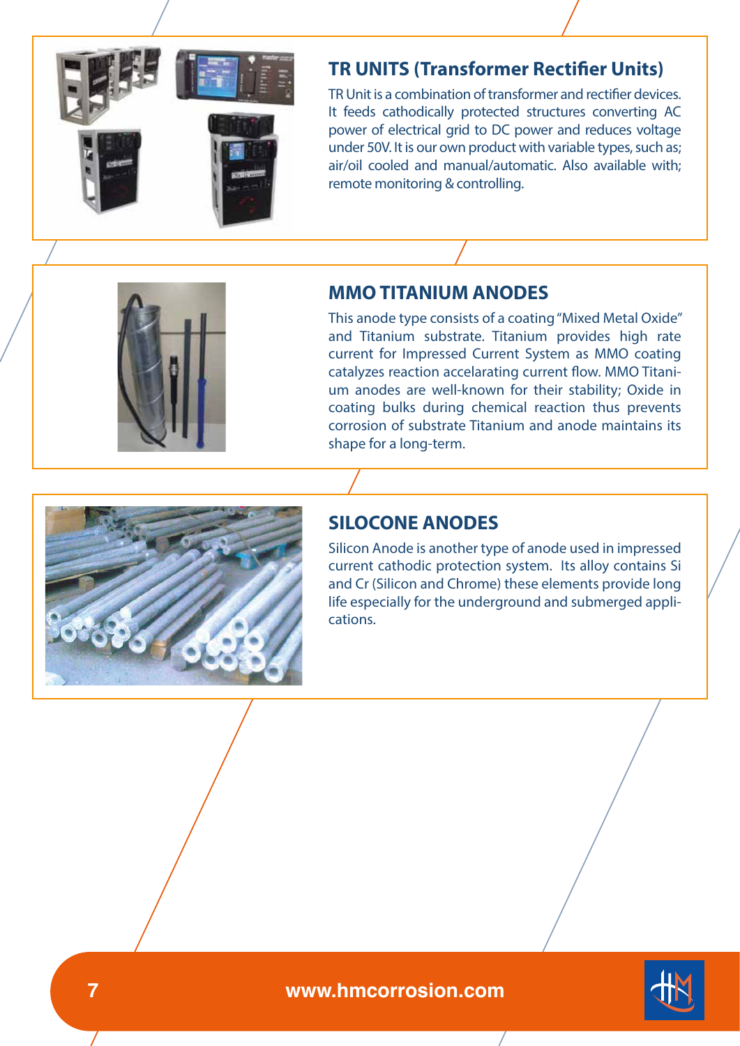## TR UNITS (Transformer Rectifier Units)

TR Unit is a combination of transformer and rectifier devices. It feeds cathodically protected structures converting AC power of electrical grid to DC power and reduces voltage under 50V. It is our own product with variable types, such as; air/oil cooled and manual/automatic. Also available with; remote monitoring & controlling.

## MMO TITANIUM ANODES

This anode type consists of a coating "Mixed Metal Oxide" and Titanium substrate. Titanium provides high rate current for Impressed Current System as MMO coating catalyzes reaction accelarating current flow. MMO Titanium anodes are well-known for their stability; Oxide in coating bulks during chemical reaction thus prevents corrosion of substrate Titanium and anode maintains its shape for a long-term.

## SILOCONE ANODES

Silicon Anode is another type of anode used in impressed current cathodic protection system. Its alloy contains Si and Cr (Silicon and Chrome) these elements provide long life especially for the underground and submerged applications.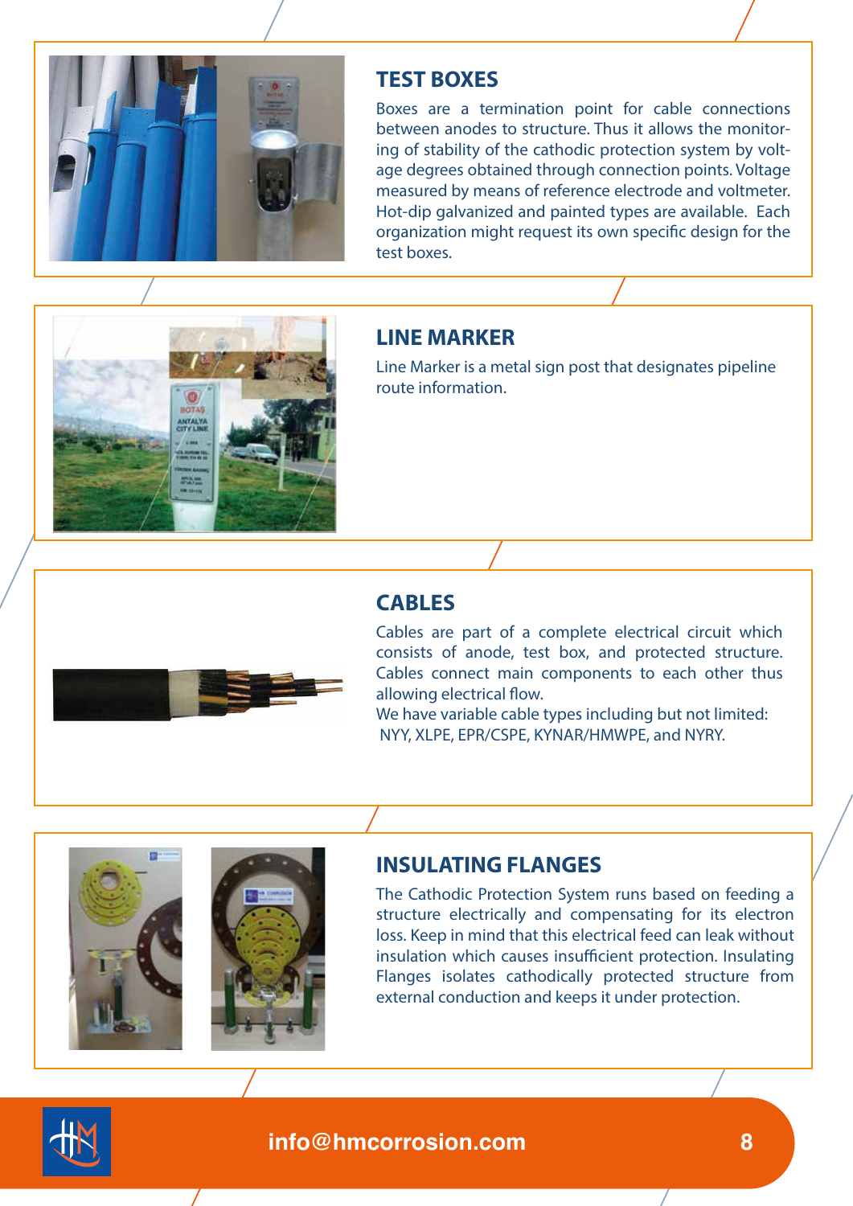## TEST BOXES

Boxes are a termination point for cable connections between anodes to structure. Thus it allows the monitoring of stability of the cathodic protection system by voltage degrees obtained through connection points. Voltage measured by means of reference electrode and voltmeter. Hot-dip galvanized and painted types are available. Each organization might request its own specific design for the test boxes.

## LINE MARKER

Line Marker is a metal sign post that designates pipeline route information.

## CABLES

Cables are part of a complete electrical circuit which consists of anode, test box, and protected structure. Cables connect main components to each other thus allowing electrical flow.
We have variable cable types including but not limited: NYY, XLPE, EPR/CSPE, KYNAR/HMWPE, and NYRY.

## INSULATING FLANGES

The Cathodic Protection System runs based on feeding a structure electrically and compensating for its electron loss. Keep in mind that this electrical feed can leak without insulation which causes insufficient protection. Insulating Flanges isolates cathodically protected structure from external conduction and keeps it under protection.

info@hmcorrosion.com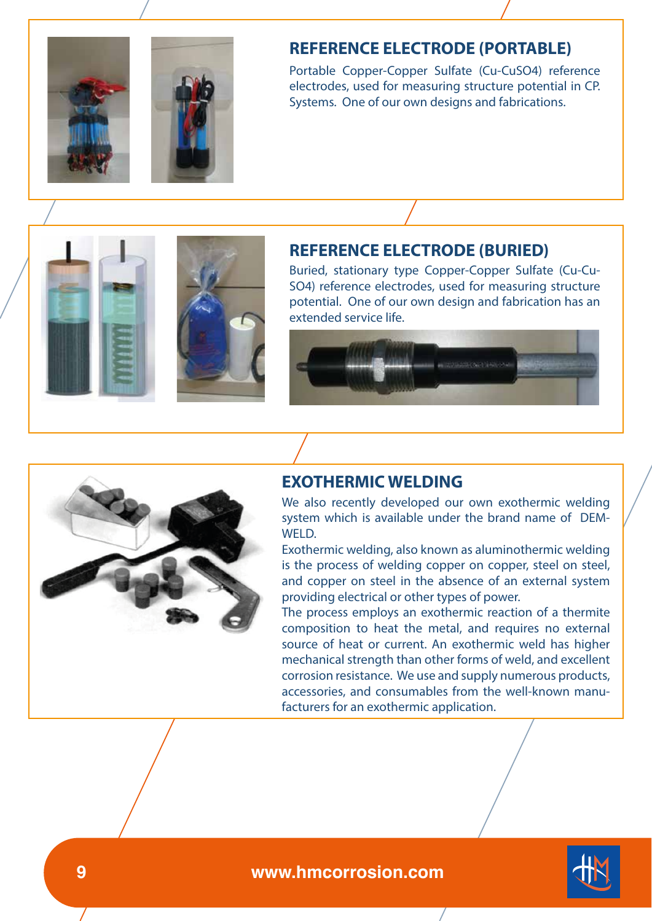## REFERENCE ELECTRODE (PORTABLE)

Portable Copper-Copper Sulfate (Cu-$CuSO_4$) reference electrodes, used for measuring structure potential in CP. Systems. One of our own designs and fabrications.

## REFERENCE ELECTRODE (BURIED)

Buried, stationary type Copper-Copper Sulfate (Cu-$CuSO_4$) reference electrodes, used for measuring structure potential. One of our own design and fabrication has an extended service life.

## EXOTHERMIC WELDING

We also recently developed our own exothermic welding system which is available under the brand name of DEM-WELD.

Exothermic welding, also known as aluminothermic welding is the process of welding copper on copper, steel on steel, and copper on steel in the absence of an external system providing electrical or other types of power.

The process employs an exothermic reaction of a thermite composition to heat the metal, and requires no external source of heat or current. An exothermic weld has higher mechanical strength than other forms of weld, and excellent corrosion resistance. We use and supply numerous products, accessories, and consumables from the well-known manufacturers for an exothermic application.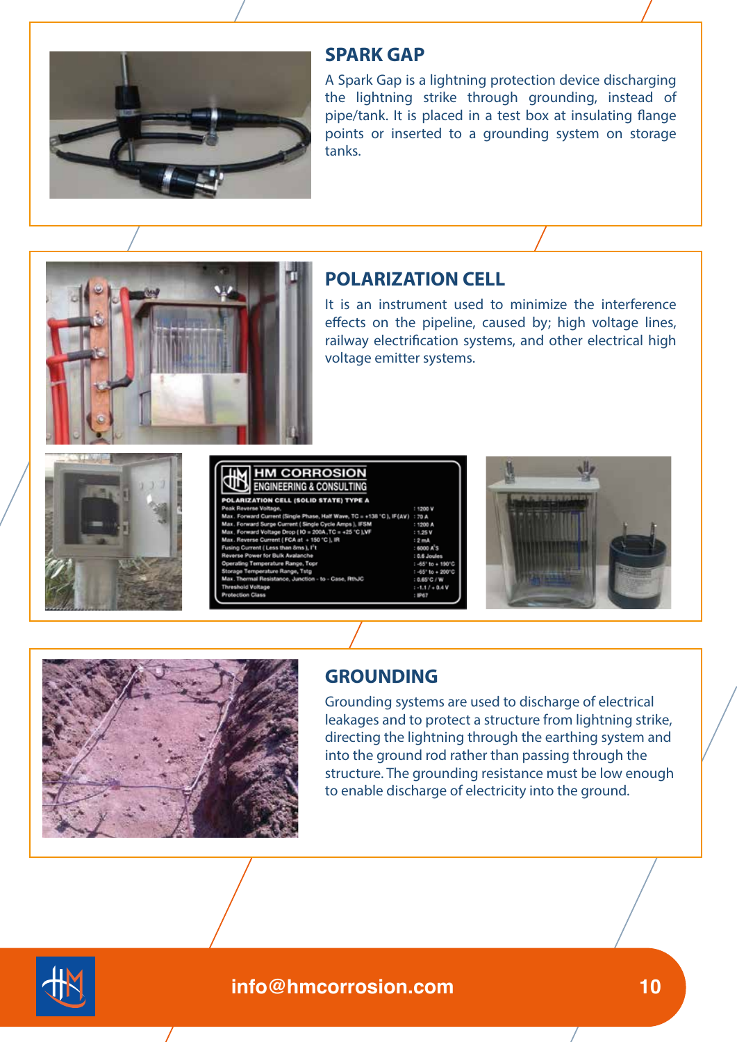## SPARK GAP

A Spark Gap is a lightning protection device discharging the lightning strike through grounding, instead of pipe/tank. It is placed in a test box at insulating flange points or inserted to a grounding system on storage tanks.

## POLARIZATION CELL

It is an instrument used to minimize the interference effects on the pipeline, caused by; high voltage lines, railway electrification systems, and other electrical high voltage emitter systems.

## GROUNDING

Grounding systems are used to discharge of electrical leakages and to protect a structure from lightning strike, directing the lightning through the earthing system and into the ground rod rather than passing through the structure. The grounding resistance must be low enough to enable discharge of electricity into the ground.

info@hmcorrosion.com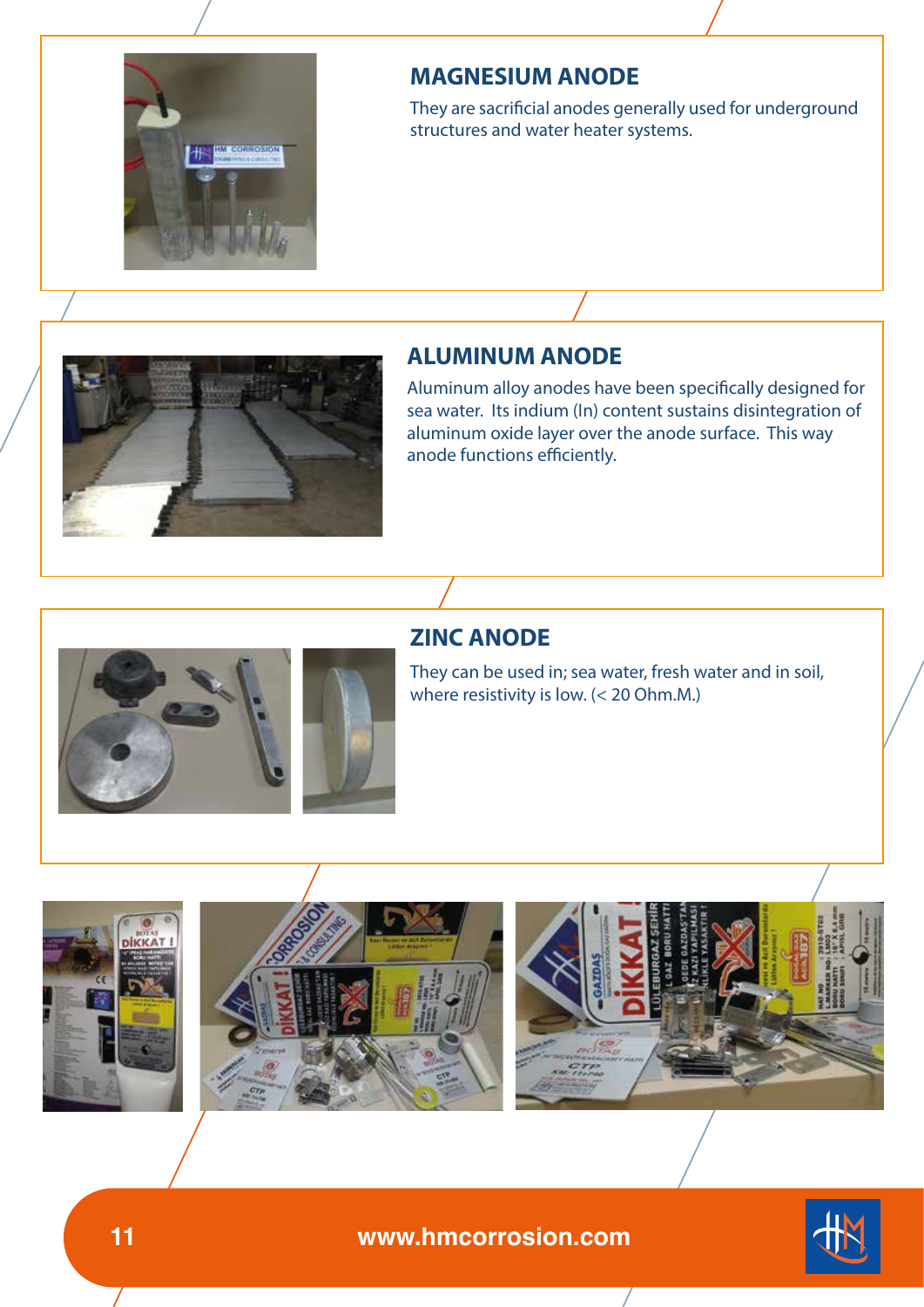## MAGNESIUM ANODE

They are sacrificial anodes generally used for underground structures and water heater systems.

## ALUMINUM ANODE

Aluminum alloy anodes have been specifically designed for sea water. Its indium (In) content sustains disintegration of aluminum oxide layer over the anode surface. This way anode functions efficiently.

## ZINC ANODE

They can be used in; sea water, fresh water and in soil, where resistivity is low. (< 20 Ohm.M.)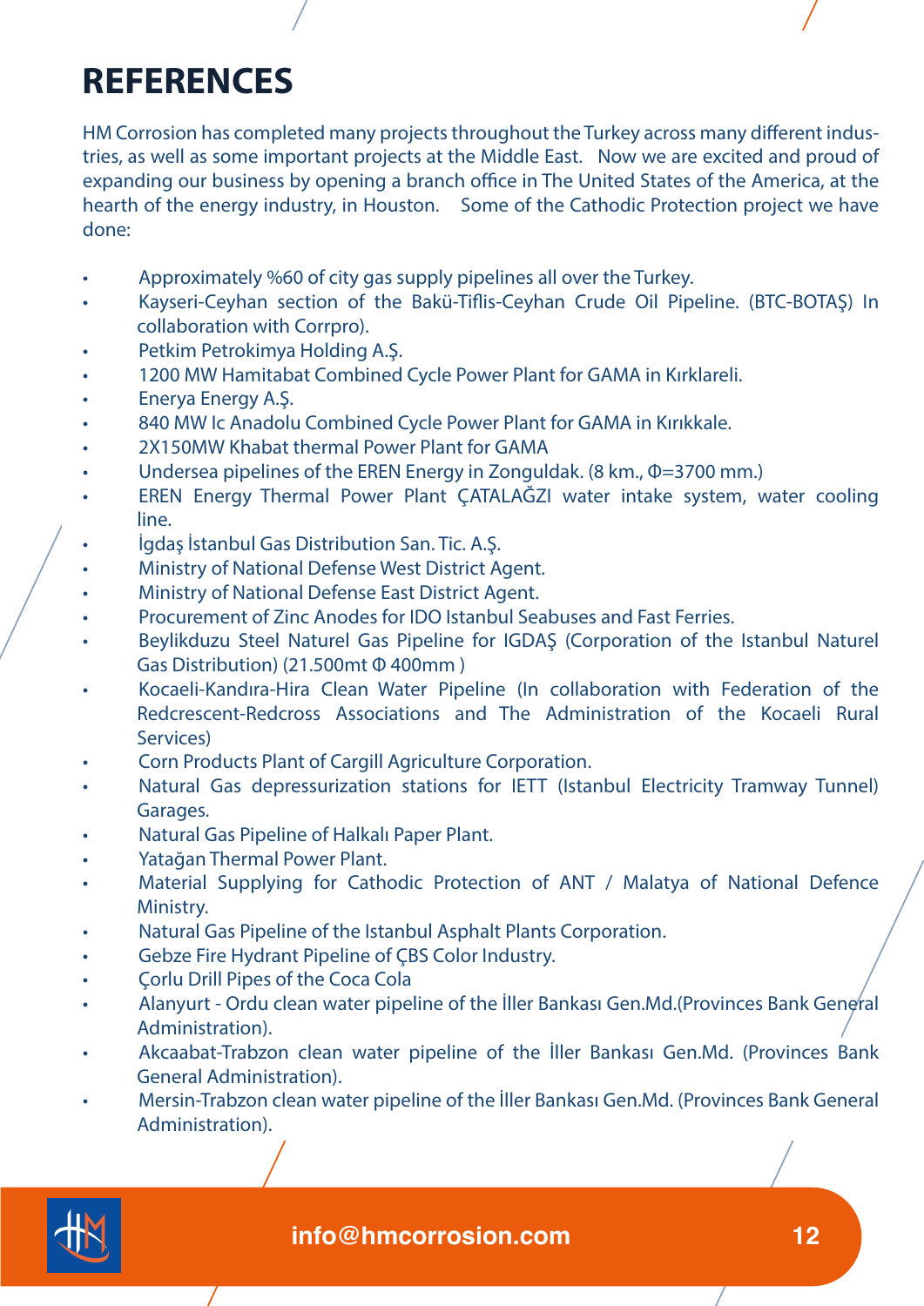# REFERENCES

HM Corrosion has completed many projects throughout the Turkey across many different industries, as well as some important projects at the Middle East. Now we are excited and proud of expanding our business by opening a branch office in The United States of the America, at the hearth of the energy industry, in Houston. Some of the Cathodic Protection project we have done:

- Approximately %60 of city gas supply pipelines all over the Turkey.
- Kayseri-Ceyhan section of the Bakü-Tiflis-Ceyhan Crude Oil Pipeline. (BTC-BOTAŞ) In collaboration with Corrpro).
- Petkim Petrokimya Holding A.Ş.
- 1200 MW Hamitabat Combined Cycle Power Plant for GAMA in Kırklareli.
- Enerya Energy A.Ş.
- 840 MW Ic Anadolu Combined Cycle Power Plant for GAMA in Kırıkkale.
- 2X150MW Khabat thermal Power Plant for GAMA
- Undersea pipelines of the EREN Energy in Zonguldak. (8 km., Φ=3700 mm.)
- EREN Energy Thermal Power Plant ÇATALAĞZI water intake system, water cooling line.
- İgdaş İstanbul Gas Distribution San. Tic. A.Ş.
- Ministry of National Defense West District Agent.
- Ministry of National Defense East District Agent.
- Procurement of Zinc Anodes for IDO Istanbul Seabuses and Fast Ferries.
- Beylikduzu Steel Naturel Gas Pipeline for IGDAŞ (Corporation of the Istanbul Naturel Gas Distribution) (21.500mt Φ 400mm )
- Kocaeli-Kandıra-Hira Clean Water Pipeline (In collaboration with Federation of the Redcrescent-Redcross Associations and The Administration of the Kocaeli Rural Services)
- Corn Products Plant of Cargill Agriculture Corporation.
- Natural Gas depressurization stations for IETT (Istanbul Electricity Tramway Tunnel) Garages.
- Natural Gas Pipeline of Halkalı Paper Plant.
- Yatağan Thermal Power Plant.
- Material Supplying for Cathodic Protection of ANT / Malatya of National Defence Ministry.
- Natural Gas Pipeline of the Istanbul Asphalt Plants Corporation.
- Gebze Fire Hydrant Pipeline of ÇBS Color Industry.
- Çorlu Drill Pipes of the Coca Cola
- Alanyurt - Ordu clean water pipeline of the İller Bankası Gen.Md.(Provinces Bank General Administration).
- Akcaabat-Trabzon clean water pipeline of the İller Bankası Gen.Md. (Provinces Bank General Administration).
- Mersin-Trabzon clean water pipeline of the İller Bankası Gen.Md. (Provinces Bank General Administration).

info@hmcorrosion.com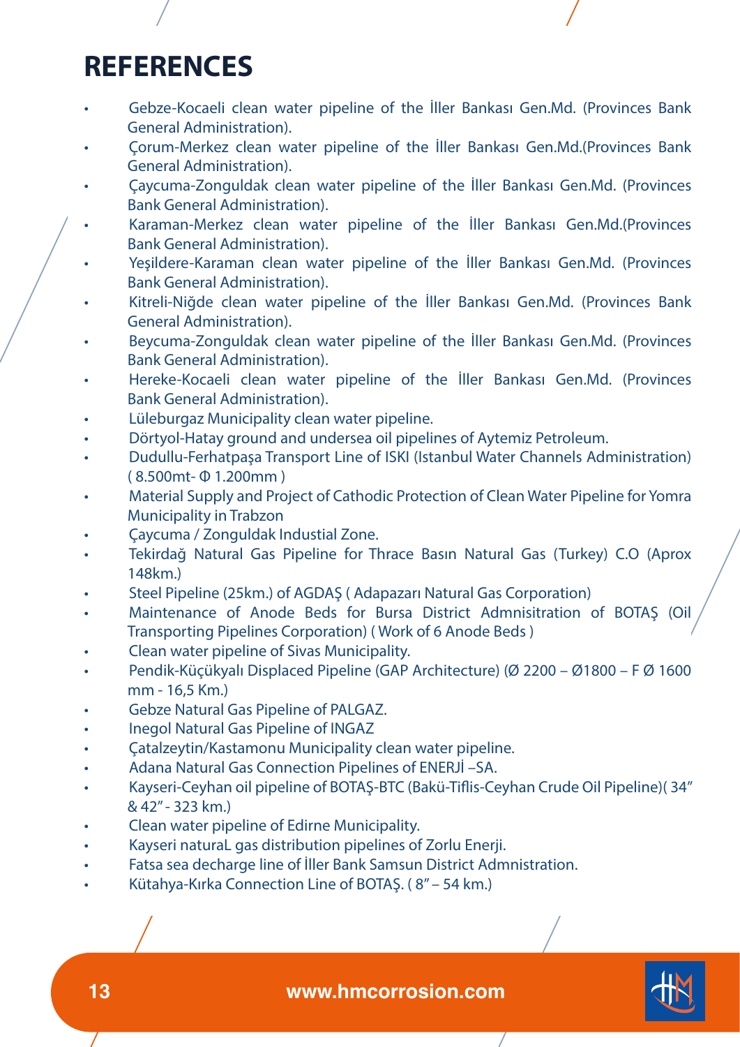# REFERENCES

- Gebze-Kocaeli clean water pipeline of the İller Bankası Gen.Md. (Provinces Bank General Administration).
- Çorum-Merkez clean water pipeline of the İller Bankası Gen.Md.(Provinces Bank General Administration).
- Çaycuma-Zonguldak clean water pipeline of the İller Bankası Gen.Md. (Provinces Bank General Administration).
- Karaman-Merkez clean water pipeline of the İller Bankası Gen.Md.(Provinces Bank General Administration).
- Yeşildere-Karaman clean water pipeline of the İller Bankası Gen.Md. (Provinces Bank General Administration).
- Kitreli-Niğde clean water pipeline of the İller Bankası Gen.Md. (Provinces Bank General Administration).
- Beycuma-Zonguldak clean water pipeline of the İller Bankası Gen.Md. (Provinces Bank General Administration).
- Hereke-Kocaeli clean water pipeline of the İller Bankası Gen.Md. (Provinces Bank General Administration).
- Lüleburgaz Municipality clean water pipeline.
- Dörtyol-Hatay ground and undersea oil pipelines of Aytemiz Petroleum.
- Dudullu-Ferhatpaşa Transport Line of ISKI (Istanbul Water Channels Administration) ( 8.500mt- Φ 1.200mm )
- Material Supply and Project of Cathodic Protection of Clean Water Pipeline for Yomra Municipality in Trabzon
- Çaycuma / Zonguldak Indusial Zone.
- Tekirdağ Natural Gas Pipeline for Thrace Basın Natural Gas (Turkey) C.O (Aprox 148km.)
- Steel Pipeline (25km.) of AGDAŞ ( Adapazarı Natural Gas Corporation)
- Maintenance of Anode Beds for Bursa District Admnisitration of BOTAŞ (Oil Transporting Pipelines Corporation) ( Work of 6 Anode Beds )
- Clean water pipeline of Sivas Municipality.
- Pendik-Küçükyalı Displaced Pipeline (GAP Architecture) (Ø 2200 – Ø1800 – F Ø 1600 mm - 16,5 Km.)
- Gebze Natural Gas Pipeline of PALGAZ.
- Inegol Natural Gas Pipeline of INGAZ
- Çatalzeytin/Kastamonu Municipality clean water pipeline.
- Adana Natural Gas Connection Pipelines of ENERJİ –SA.
- Kayseri-Ceyhan oil pipeline of BOTAŞ-BTC (Bakü-Tiflis-Ceyhan Crude Oil Pipeline)( 34" & 42" - 323 km.)
- Clean water pipeline of Edirne Municipality.
- Kayseri naturaL gas distribution pipelines of Zorlu Enerji.
- Fatsa sea decharge line of İller Bank Samsun District Admnistration.
- Kütahya-Kırka Connection Line of BOTAŞ. ( 8" – 54 km.)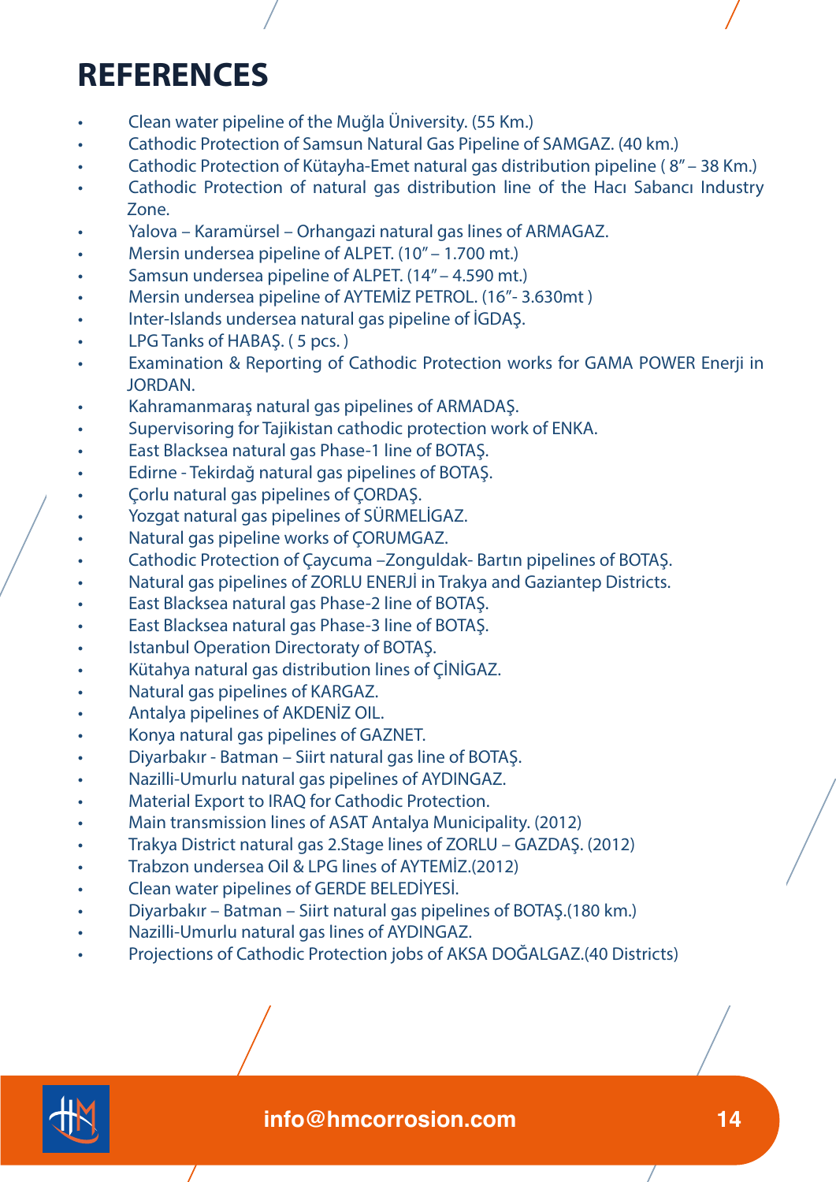# REFERENCES

- Clean water pipeline of the Muğla Üniversity. (55 Km.)
- Cathodic Protection of Samsun Natural Gas Pipeline of SAMGAZ. (40 km.)
- Cathodic Protection of Kütayha-Emet natural gas distribution pipeline ( 8" – 38 Km.)
- Cathodic Protection of natural gas distribution line of the Hacı Sabancı Industry Zone.
- Yalova – Karamürsel – Orhangazi natural gas lines of ARMAGAZ.
- Mersin undersea pipeline of ALPET. (10" – 1.700 mt.)
- Samsun undersea pipeline of ALPET. (14" – 4.590 mt.)
- Mersin undersea pipeline of AYTEMİZ PETROL. (16"- 3.630mt )
- Inter-Islands undersea natural gas pipeline of İGDAŞ.
- LPG Tanks of HABAŞ. ( 5 pcs. )
- Examination & Reporting of Cathodic Protection works for GAMA POWER Enerji in JORDAN.
- Kahramanmaraş natural gas pipelines of ARMADAŞ.
- Supervisoring for Tajikistan cathodic protection work of ENKA.
- East Blacksea natural gas Phase-1 line of BOTAŞ.
- Edirne - Tekirdağ natural gas pipelines of BOTAŞ.
- Çorlu natural gas pipelines of ÇORDAŞ.
- Yozgat natural gas pipelines of SÜRMELİGAZ.
- Natural gas pipeline works of ÇORUMGAZ.
- Cathodic Protection of Çaycuma –Zonguldak- Bartın pipelines of BOTAŞ.
- Natural gas pipelines of ZORLU ENERJİ in Trakya and Gaziantep Districts.
- East Blacksea natural gas Phase-2 line of BOTAŞ.
- East Blacksea natural gas Phase-3 line of BOTAŞ.
- Istanbul Operation Directoraty of BOTAŞ.
- Kütahya natural gas distribution lines of ÇİNİGAZ.
- Natural gas pipelines of KARGAZ.
- Antalya pipelines of AKDENİZ OIL.
- Konya natural gas pipelines of GAZNET.
- Diyarbakır - Batman – Siirt natural gas line of BOTAŞ.
- Nazilli-Umurlu natural gas pipelines of AYDINGAZ.
- Material Export to IRAQ for Cathodic Protection.
- Main transmission lines of ASAT Antalya Municipality. (2012)
- Trakya District natural gas 2.Stage lines of ZORLU – GAZDAŞ. (2012)
- Trabzon undersea Oil & LPG lines of AYTEMİZ.(2012)
- Clean water pipelines of GERDE BELEDİYESİ.
- Diyarbakır – Batman – Siirt natural gas pipelines of BOTAŞ.(180 km.)
- Nazilli-Umurlu natural gas lines of AYDINGAZ.
- Projections of Cathodic Protection jobs of AKSA DOĞALGAZ.(40 Districts)

info@hmcorrosion.com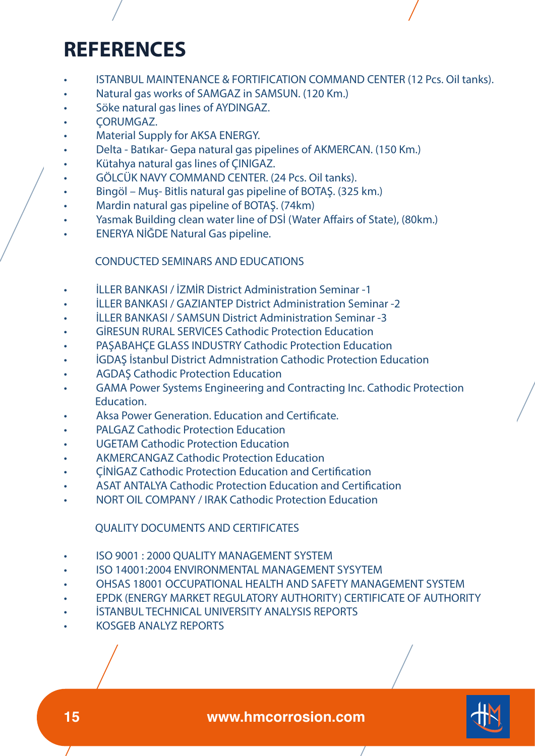# REFERENCES

- ISTANBUL MAINTENANCE & FORTIFICATION COMMAND CENTER (12 Pcs. Oil tanks).
- Natural gas works of SAMGAZ in SAMSUN. (120 Km.)
- Söke natural gas lines of AYDINGAZ.
- ÇORUMGAZ.
- Material Supply for AKSA ENERGY.
- Delta - Batıkar- Gepa natural gas pipelines of AKMERCAN. (150 Km.)
- Kütahya natural gas lines of ÇINIGAZ.
- GÖLCÜK NAVY COMMAND CENTER. (24 Pcs. Oil tanks).
- Bingöl – Muş- Bitlis natural gas pipeline of BOTAŞ. (325 km.)
- Mardin natural gas pipeline of BOTAŞ. (74km)
- Yasmak Building clean water line of DSİ (Water Affairs of State), (80km.)
- ENERYA NİĞDE Natural Gas pipeline.

CONDUCTED SEMINARS AND EDUCATIONS

- İLLER BANKASI / İZMİR District Administration Seminar -1
- İLLER BANKASI / GAZIANTEP District Administration Seminar -2
- İLLER BANKASI / SAMSUN District Administration Seminar -3
- GİRESUN RURAL SERVICES Cathodic Protection Education
- PAŞABAHÇE GLASS INDUSTRY Cathodic Protection Education
- İGDAŞ İstanbul District Admnistration Cathodic Protection Education
- AGDAŞ Cathodic Protection Education
- GAMA Power Systems Engineering and Contracting Inc. Cathodic Protection Education.
- Aksa Power Generation. Education and Certificate.
- PALGAZ Cathodic Protection Education
- UGETAM Cathodic Protection Education
- AKMERCANGAZ Cathodic Protection Education
- ÇİNİGAZ Cathodic Protection Education and Certification
- ASAT ANTALYA Cathodic Protection Education and Certification
- NORT OIL COMPANY / IRAK Cathodic Protection Education

QUALITY DOCUMENTS AND CERTIFICATES

- ISO 9001 : 2000 QUALITY MANAGEMENT SYSTEM
- ISO 14001:2004 ENVIRONMENTAL MANAGEMENT SYSYTEM
- OHSAS 18001 OCCUPATIONAL HEALTH AND SAFETY MANAGEMENT SYSTEM
- EPDK (ENERGY MARKET REGULATORY AUTHORITY) CERTIFICATE OF AUTHORITY
- İSTANBUL TECHNICAL UNIVERSITY ANALYSIS REPORTS
- KOSGEB ANALYZ REPORTS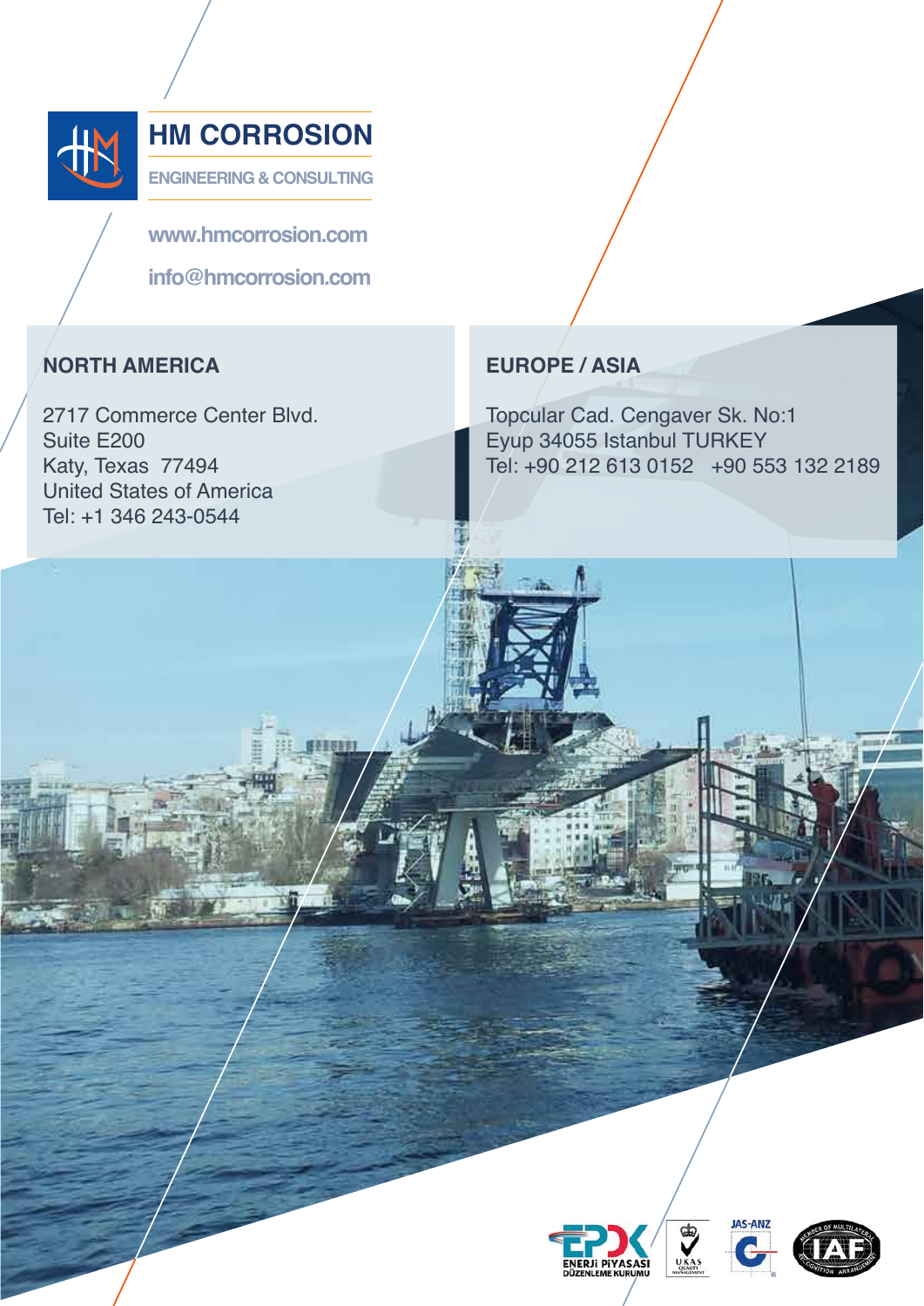# HM CORROSION

ENGINEERING & CONSULTING

www.hmcorrosion.com

info@hmcorrosion.com

## NORTH AMERICA

2717 Commerce Center Blvd.
Suite E200
Katy, Texas 77494
United States of America
Tel: +1 346 243-0544

## EUROPE / ASIA

Topcular Cad. Cengaver Sk. No:1
Eyup 34055 Istanbul TURKEY
Tel: +90 212 613 0152 +90 553 132 2189